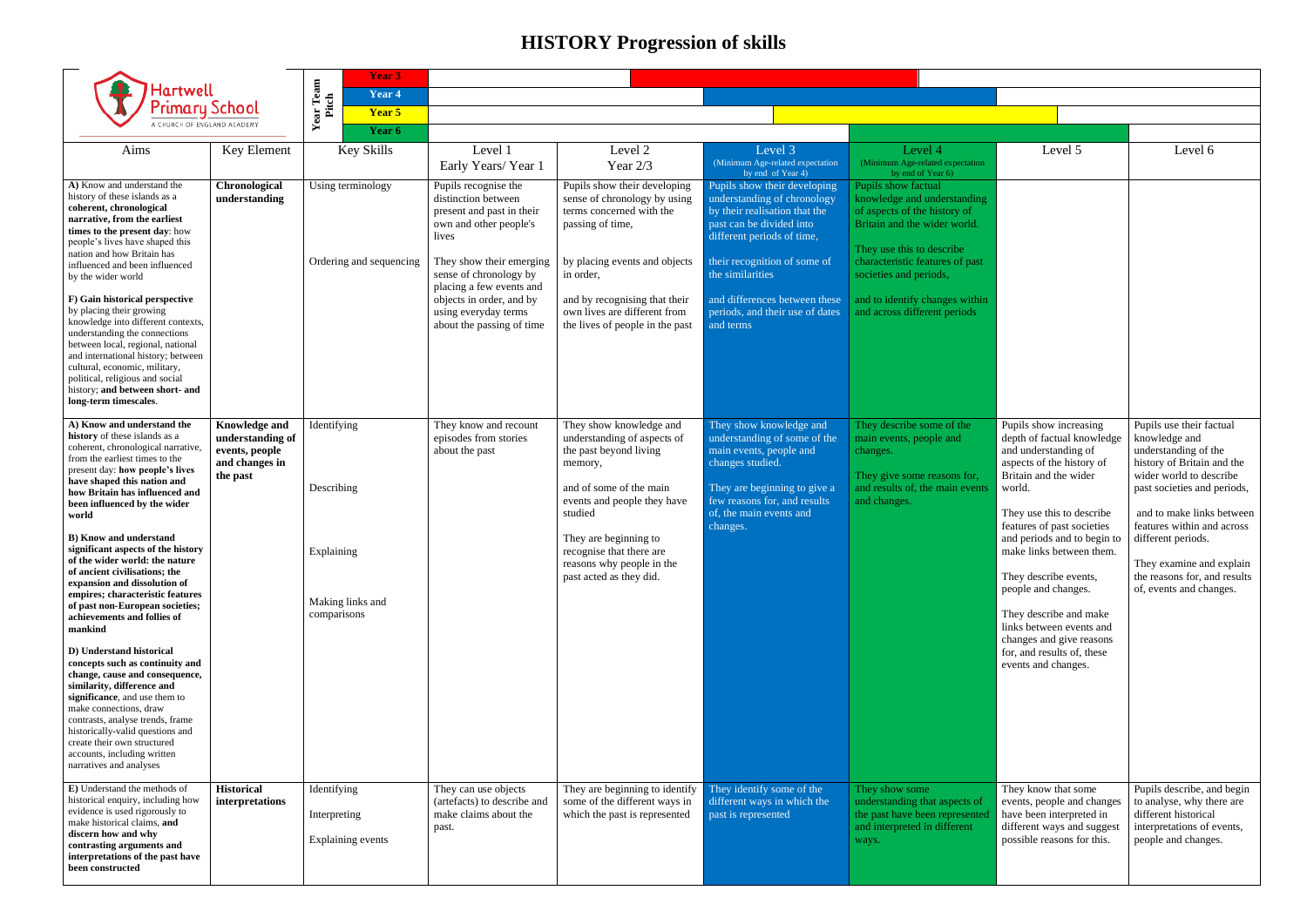# HISTORY Progression of skills

Hartwell Primary School
A CHURCH OF ENGLAND ACADEMY

Year Team Pitch: Year 3, Year 4, Year 5, Year 6

| Aims | Key Element | Key Skills | Level 1<br>Early Years/ Year 1 | Level 2<br>Year 2/3 | Level 3<br>(Minimum Age-related expectation by end of Year 4) | Level 4<br>(Minimum Age-related expectation by end of Year 6) | Level 5 | Level 6 |
|---|---|---|---|---|---|---|---|---|
| **A)** Know and understand the history of these islands as a **coherent, chronological narrative, from the earliest times to the present day**: how people's lives have shaped this nation and how Britain has influenced and been influenced by the wider world<br><br>**F) Gain historical perspective** by placing their growing knowledge into different contexts, understanding the connections between local, regional, national and international history; between cultural, economic, military, political, religious and social history; **and between short- and long-term timescales**. | **Chronological understanding** | Using terminology<br><br>Ordering and sequencing | Pupils recognise the distinction between present and past in their own and other people's lives<br><br>They show their emerging sense of chronology by placing a few events and objects in order, and by using everyday terms about the passing of time | Pupils show their developing sense of chronology by using terms concerned with the passing of time,<br><br>by placing events and objects in order,<br><br>and by recognising that their own lives are different from the lives of people in the past | Pupils show their developing understanding of chronology by their realisation that the past can be divided into different periods of time,<br><br>their recognition of some of the similarities<br><br>and differences between these periods, and their use of dates and terms | Pupils show factual knowledge and understanding of aspects of the history of Britain and the wider world.<br><br>They use this to describe characteristic features of past societies and periods,<br><br>and to identify changes within and across different periods | | |
| **A) Know and understand the history** of these islands as a coherent, chronological narrative, from the earliest times to the present day: **how people's lives have shaped this nation and how Britain has influenced and been influenced by the wider world**<br><br>**B) Know and understand significant aspects of the history of the wider world: the nature of ancient civilisations; the expansion and dissolution of empires; characteristic features of past non-European societies; achievements and follies of mankind**<br><br>**D) Understand historical concepts such as continuity and change, cause and consequence, similarity, difference and significance**, and use them to make connections, draw contrasts, analyse trends, frame historically-valid questions and create their own structured accounts, including written narratives and analyses | **Knowledge and understanding of events, people and changes in the past** | Identifying<br><br>Describing<br><br>Explaining<br><br>Making links and comparisons | They know and recount episodes from stories about the past | They show knowledge and understanding of aspects of the past beyond living memory,<br><br>and of some of the main events and people they have studied<br><br>They are beginning to recognise that there are reasons why people in the past acted as they did. | They show knowledge and understanding of some of the main events, people and changes studied.<br><br>They are beginning to give a few reasons for, and results of, the main events and changes. | They describe some of the main events, people and changes.<br><br>They give some reasons for, and results of, the main events and changes. | Pupils show increasing depth of factual knowledge and understanding of aspects of the history of Britain and the wider world.<br><br>They use this to describe features of past societies and periods and to begin to make links between them.<br><br>They describe events, people and changes.<br><br>They describe and make links between events and changes and give reasons for, and results of, these events and changes. | Pupils use their factual knowledge and understanding of the history of Britain and the wider world to describe past societies and periods,<br><br>and to make links between features within and across different periods.<br><br>They examine and explain the reasons for, and results of, events and changes. |
| **E)** Understand the methods of historical enquiry, including how evidence is used rigorously to make historical claims, **and discern how and why contrasting arguments and interpretations of the past have been constructed** | **Historical interpretations** | Identifying<br><br>Interpreting<br><br>Explaining events | They can use objects (artefacts) to describe and make claims about the past. | They are beginning to identify some of the different ways in which the past is represented | They identify some of the different ways in which the past is represented | They show some understanding that aspects of the past have been represented and interpreted in different ways. | They know that some events, people and changes have been interpreted in different ways and suggest possible reasons for this. | Pupils describe, and begin to analyse, why there are different historical interpretations of events, people and changes. |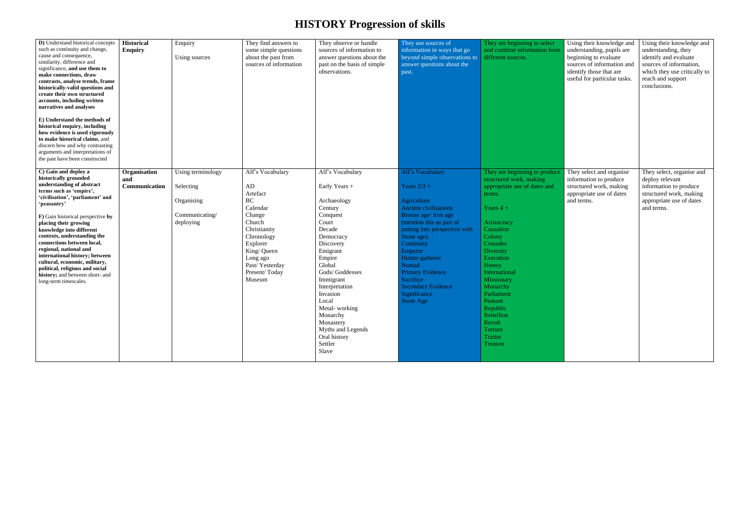# HISTORY Progression of skills

| | | | | | | | | |
|---|---|---|---|---|---|---|---|---|
| D) Understand historical concepts such as continuity and change, cause and consequence, similarity, difference and significance, **and use them to make connections, draw contrasts, analyse trends, frame historically-valid questions and create their own structured accounts, including written narratives and analyses**<br><br>**E) Understand the methods of historical enquiry, including how evidence is used rigorously to make historical claims**, and discern how and why contrasting arguments and interpretations of the past have been constructed | **Historical Enquiry** | Enquiry<br><br>Using sources | They find answers to some simple questions about the past from sources of information | They observe or handle sources of information to answer questions about the past on the basis of simple observations. | They use sources of information in ways that go beyond simple observations to answer questions about the past. | They are beginning to select and combine information from different sources. | Using their knowledge and understanding, pupils are beginning to evaluate sources of information and identify those that are useful for particular tasks. | Using their knowledge and understanding, they identify and evaluate sources of information, which they use critically to reach and support conclusions. |
| **C) Gain and deploy a historically grounded understanding of abstract terms such as 'empire', 'civilisation', 'parliament' and 'peasantry'**<br><br>**F)** Gain historical perspective **by placing their growing knowledge into different contexts, understanding the connections between local, regional, national and international history; between cultural, economic, military, political, religious and social history;** and between short- and long-term timescales. | **Organisation and Communication** | Using terminology<br><br>Selecting<br><br>Organising<br><br>Communicating/ deploying | Alf's Vocabulary<br><br>AD<br>Artefact<br>BC<br>Calendar<br>Change<br>Church<br>Christianity<br>Chronology<br>Explorer<br>King/ Queen<br>Long ago<br>Past/ Yesterday<br>Present/ Today<br>Museum | Alf's Vocabulary<br><br>Early Years +<br><br>Archaeology<br>Century<br>Conquest<br>Court<br>Decade<br>Democracy<br>Discovery<br>Emigrant<br>Empire<br>Global<br>Gods/ Goddesses<br>Immigrant<br>Interpretation<br>Invasion<br>Local<br>Metal- working<br>Monarchy<br>Monastery<br>Myths and Legends<br>Oral history<br>Settler<br>Slave | Alf's Vocabulary<br><br>Years 2/3 +<br><br>Agriculture<br>Ancient civilisations<br>Bronze age/ Iron age (mention this as part of putting into perspective with Stone age).<br>Continuity<br>Emperor<br>Hunter-gatherer<br>Nomad<br>Primary Evidence<br>Sacrifice<br>Secondary Evidence<br>Significance<br>Stone Age | They are beginning to produce structured work, making appropriate use of dates and terms.<br><br>Years 4 +<br><br>Aristocracy<br>Causation<br>Colony<br>Crusades<br>Diversity<br>Execution<br>Heresy<br>International<br>Missionary<br>Monarchy<br>Parliament<br>Peasant<br>Republic<br>Rebellion<br>Revolt<br>Torture<br>Traitor<br>Treason | They select and organise information to produce structured work, making appropriate use of dates and terms. | They select, organise and deploy relevant information to produce structured work, making appropriate use of dates and terms. |